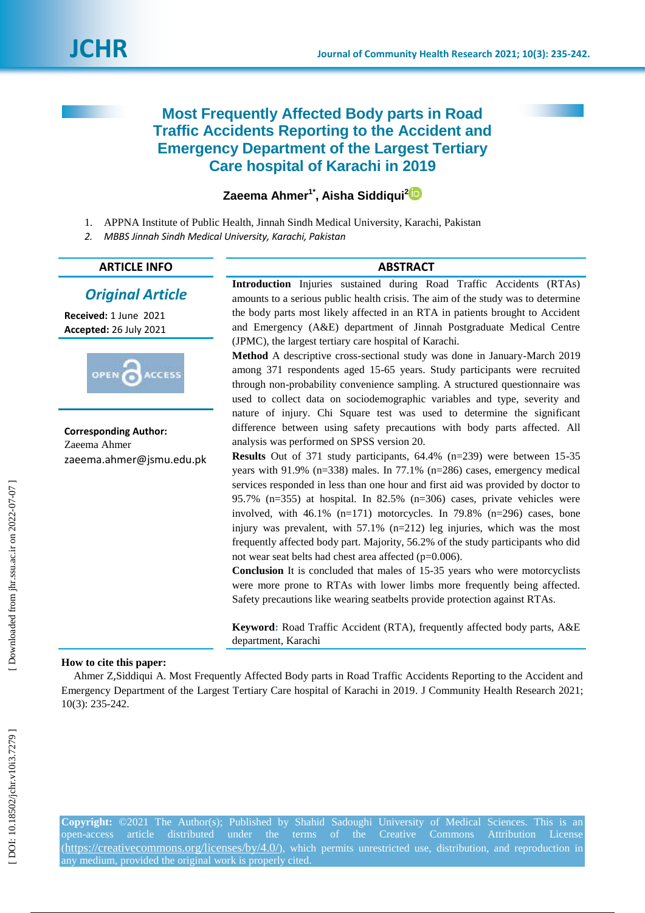# Most Frequently Affected Body parts in Road Traffic Accidents Reporting to the Accident and Emergency Department of the Largest Tertiary Care hospital of Karachi in 2019

**Zaeema Ahmer[1*], Aisha Siddiqui[2]**

1. APPNA Institute of Public Health, Jinnah Sindh Medical University, Karachi, Pakistan
2. *MBBS Jinnah Sindh Medical University, Karachi, Pakistan*

## ARTICLE INFO

***Original Article***

**Received:** 1 June 2021
**Accepted:** 26 July 2021

OPEN ACCESS

**Corresponding Author:**
Zaeema Ahmer
zaeema.ahmer@jsmu.edu.pk

## ABSTRACT

**Introduction** Injuries sustained during Road Traffic Accidents (RTAs) amounts to a serious public health crisis. The aim of the study was to determine the body parts most likely affected in an RTA in patients brought to Accident and Emergency (A&E) department of Jinnah Postgraduate Medical Centre (JPMC), the largest tertiary care hospital of Karachi.

**Method** A descriptive cross-sectional study was done in January-March 2019 among 371 respondents aged 15-65 years. Study participants were recruited through non-probability convenience sampling. A structured questionnaire was used to collect data on sociodemographic variables and type, severity and nature of injury. Chi Square test was used to determine the significant difference between using safety precautions with body parts affected. All analysis was performed on SPSS version 20.

**Results** Out of 371 study participants, 64.4% (n=239) were between 15-35 years with 91.9% (n=338) males. In 77.1% (n=286) cases, emergency medical services responded in less than one hour and first aid was provided by doctor to 95.7% (n=355) at hospital. In 82.5% (n=306) cases, private vehicles were involved, with 46.1% (n=171) motorcycles. In 79.8% (n=296) cases, bone injury was prevalent, with 57.1% (n=212) leg injuries, which was the most frequently affected body part. Majority, 56.2% of the study participants who did not wear seat belts had chest area affected (p=0.006).

**Conclusion** It is concluded that males of 15-35 years who were motorcyclists were more prone to RTAs with lower limbs more frequently being affected. Safety precautions like wearing seatbelts provide protection against RTAs.

**Keyword:** Road Traffic Accident (RTA), frequently affected body parts, A&E department, Karachi

**How to cite this paper:**
Ahmer Z,Siddiqui A. Most Frequently Affected Body parts in Road Traffic Accidents Reporting to the Accident and Emergency Department of the Largest Tertiary Care hospital of Karachi in 2019. J Community Health Research 2021; 10(3): 235-242.

**Copyright:** ©2021 The Author(s); Published by Shahid Sadoughi University of Medical Sciences. This is an open-access article distributed under the terms of the Creative Commons Attribution License (https://creativecommons.org/licenses/by/4.0/), which permits unrestricted use, distribution, and reproduction in any medium, provided the original work is properly cited.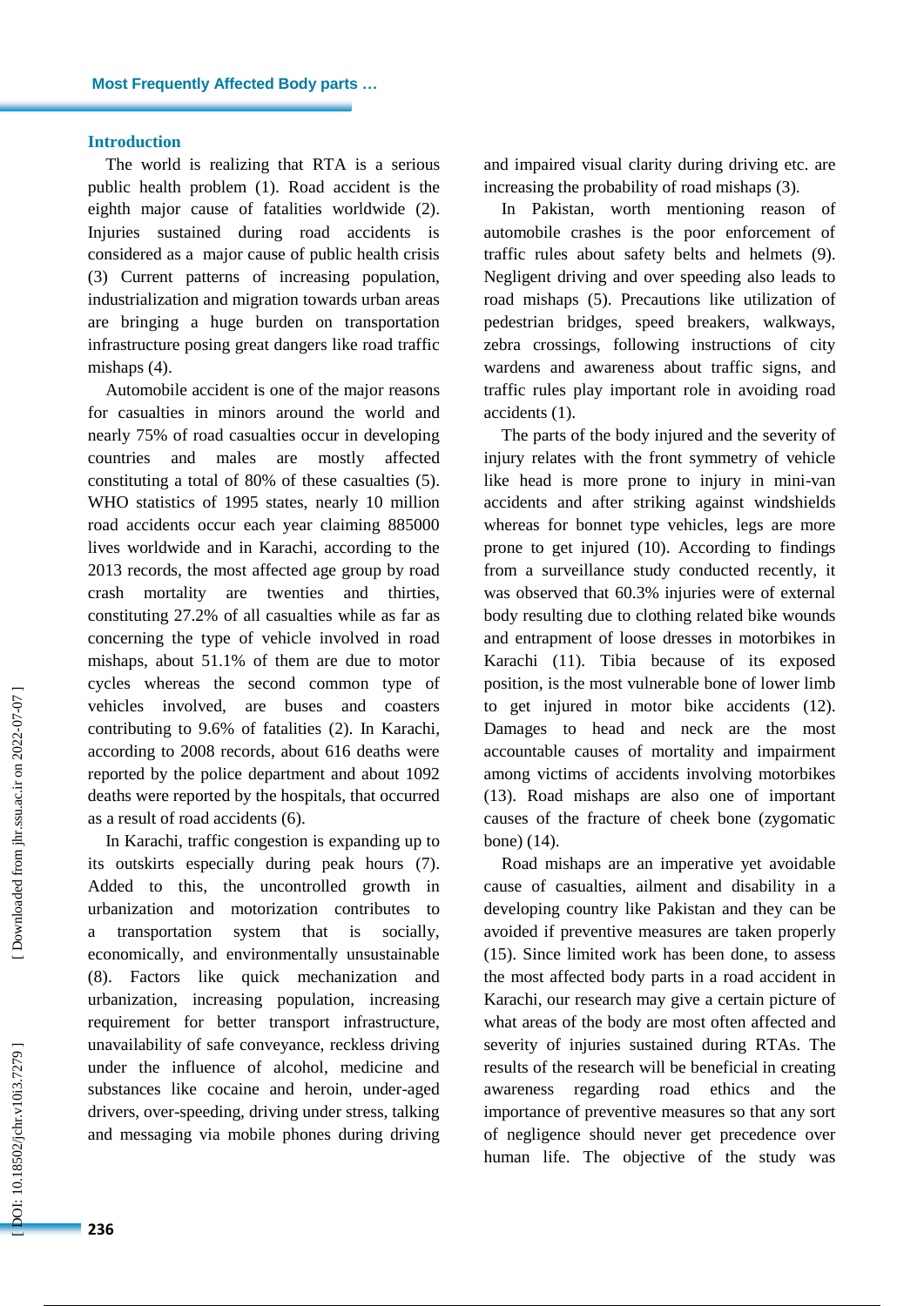## Introduction

The world is realizing that RTA is a serious public health problem (1). Road accident is the eighth major cause of fatalities worldwide (2). Injuries sustained during road accidents is considered as a major cause of public health crisis (3) Current patterns of increasing population, industrialization and migration towards urban areas are bringing a huge burden on transportation infrastructure posing great dangers like road traffic mishaps (4).

Automobile accident is one of the major reasons for casualties in minors around the world and nearly 75% of road casualties occur in developing countries and males are mostly affected constituting a total of 80% of these casualties (5). WHO statistics of 1995 states, nearly 10 million road accidents occur each year claiming 885000 lives worldwide and in Karachi, according to the 2013 records, the most affected age group by road crash mortality are twenties and thirties, constituting 27.2% of all casualties while as far as concerning the type of vehicle involved in road mishaps, about 51.1% of them are due to motor cycles whereas the second common type of vehicles involved, are buses and coasters contributing to 9.6% of fatalities (2). In Karachi, according to 2008 records, about 616 deaths were reported by the police department and about 1092 deaths were reported by the hospitals, that occurred as a result of road accidents (6).

In Karachi, traffic congestion is expanding up to its outskirts especially during peak hours (7). Added to this, the uncontrolled growth in urbanization and motorization contributes to a transportation system that is socially, economically, and environmentally unsustainable (8). Factors like quick mechanization and urbanization, increasing population, increasing requirement for better transport infrastructure, unavailability of safe conveyance, reckless driving under the influence of alcohol, medicine and substances like cocaine and heroin, under-aged drivers, over-speeding, driving under stress, talking and messaging via mobile phones during driving and impaired visual clarity during driving etc. are increasing the probability of road mishaps (3).

In Pakistan, worth mentioning reason of automobile crashes is the poor enforcement of traffic rules about safety belts and helmets (9). Negligent driving and over speeding also leads to road mishaps (5). Precautions like utilization of pedestrian bridges, speed breakers, walkways, zebra crossings, following instructions of city wardens and awareness about traffic signs, and traffic rules play important role in avoiding road accidents (1).

The parts of the body injured and the severity of injury relates with the front symmetry of vehicle like head is more prone to injury in mini-van accidents and after striking against windshields whereas for bonnet type vehicles, legs are more prone to get injured (10). According to findings from a surveillance study conducted recently, it was observed that 60.3% injuries were of external body resulting due to clothing related bike wounds and entrapment of loose dresses in motorbikes in Karachi (11). Tibia because of its exposed position, is the most vulnerable bone of lower limb to get injured in motor bike accidents (12). Damages to head and neck are the most accountable causes of mortality and impairment among victims of accidents involving motorbikes (13). Road mishaps are also one of important causes of the fracture of cheek bone (zygomatic bone) (14).

Road mishaps are an imperative yet avoidable cause of casualties, ailment and disability in a developing country like Pakistan and they can be avoided if preventive measures are taken properly (15). Since limited work has been done, to assess the most affected body parts in a road accident in Karachi, our research may give a certain picture of what areas of the body are most often affected and severity of injuries sustained during RTAs. The results of the research will be beneficial in creating awareness regarding road ethics and the importance of preventive measures so that any sort of negligence should never get precedence over human life. The objective of the study was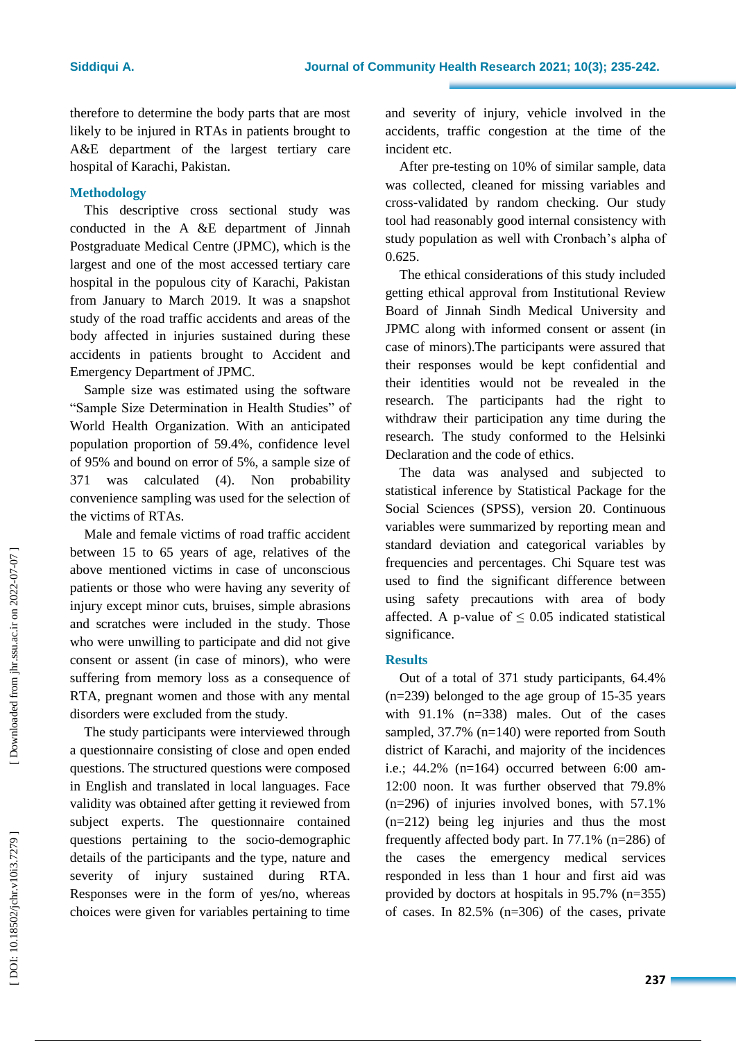therefore to determine the body parts that are most likely to be injured in RTAs in patients brought to A&E department of the largest tertiary care hospital of Karachi, Pakistan.

## Methodology

This descriptive cross sectional study was conducted in the A &E department of Jinnah Postgraduate Medical Centre (JPMC), which is the largest and one of the most accessed tertiary care hospital in the populous city of Karachi, Pakistan from January to March 2019. It was a snapshot study of the road traffic accidents and areas of the body affected in injuries sustained during these accidents in patients brought to Accident and Emergency Department of JPMC.

Sample size was estimated using the software "Sample Size Determination in Health Studies" of World Health Organization. With an anticipated population proportion of 59.4%, confidence level of 95% and bound on error of 5%, a sample size of 371 was calculated (4). Non probability convenience sampling was used for the selection of the victims of RTAs.

Male and female victims of road traffic accident between 15 to 65 years of age, relatives of the above mentioned victims in case of unconscious patients or those who were having any severity of injury except minor cuts, bruises, simple abrasions and scratches were included in the study. Those who were unwilling to participate and did not give consent or assent (in case of minors), who were suffering from memory loss as a consequence of RTA, pregnant women and those with any mental disorders were excluded from the study.

The study participants were interviewed through a questionnaire consisting of close and open ended questions. The structured questions were composed in English and translated in local languages. Face validity was obtained after getting it reviewed from subject experts. The questionnaire contained questions pertaining to the socio-demographic details of the participants and the type, nature and severity of injury sustained during RTA. Responses were in the form of yes/no, whereas choices were given for variables pertaining to time and severity of injury, vehicle involved in the accidents, traffic congestion at the time of the incident etc.

After pre-testing on 10% of similar sample, data was collected, cleaned for missing variables and cross-validated by random checking. Our study tool had reasonably good internal consistency with study population as well with Cronbach's alpha of 0.625.

The ethical considerations of this study included getting ethical approval from Institutional Review Board of Jinnah Sindh Medical University and JPMC along with informed consent or assent (in case of minors).The participants were assured that their responses would be kept confidential and their identities would not be revealed in the research. The participants had the right to withdraw their participation any time during the research. The study conformed to the Helsinki Declaration and the code of ethics.

The data was analysed and subjected to statistical inference by Statistical Package for the Social Sciences (SPSS), version 20. Continuous variables were summarized by reporting mean and standard deviation and categorical variables by frequencies and percentages. Chi Square test was used to find the significant difference between using safety precautions with area of body affected. A p-value of $\leq$ 0.05 indicated statistical significance.

## Results

Out of a total of 371 study participants, 64.4% (n=239) belonged to the age group of 15-35 years with 91.1% (n=338) males. Out of the cases sampled, 37.7% (n=140) were reported from South district of Karachi, and majority of the incidences i.e.; 44.2% (n=164) occurred between 6:00 am-12:00 noon. It was further observed that 79.8% (n=296) of injuries involved bones, with 57.1% (n=212) being leg injuries and thus the most frequently affected body part. In 77.1% (n=286) of the cases the emergency medical services responded in less than 1 hour and first aid was provided by doctors at hospitals in 95.7% (n=355) of cases. In 82.5% (n=306) of the cases, private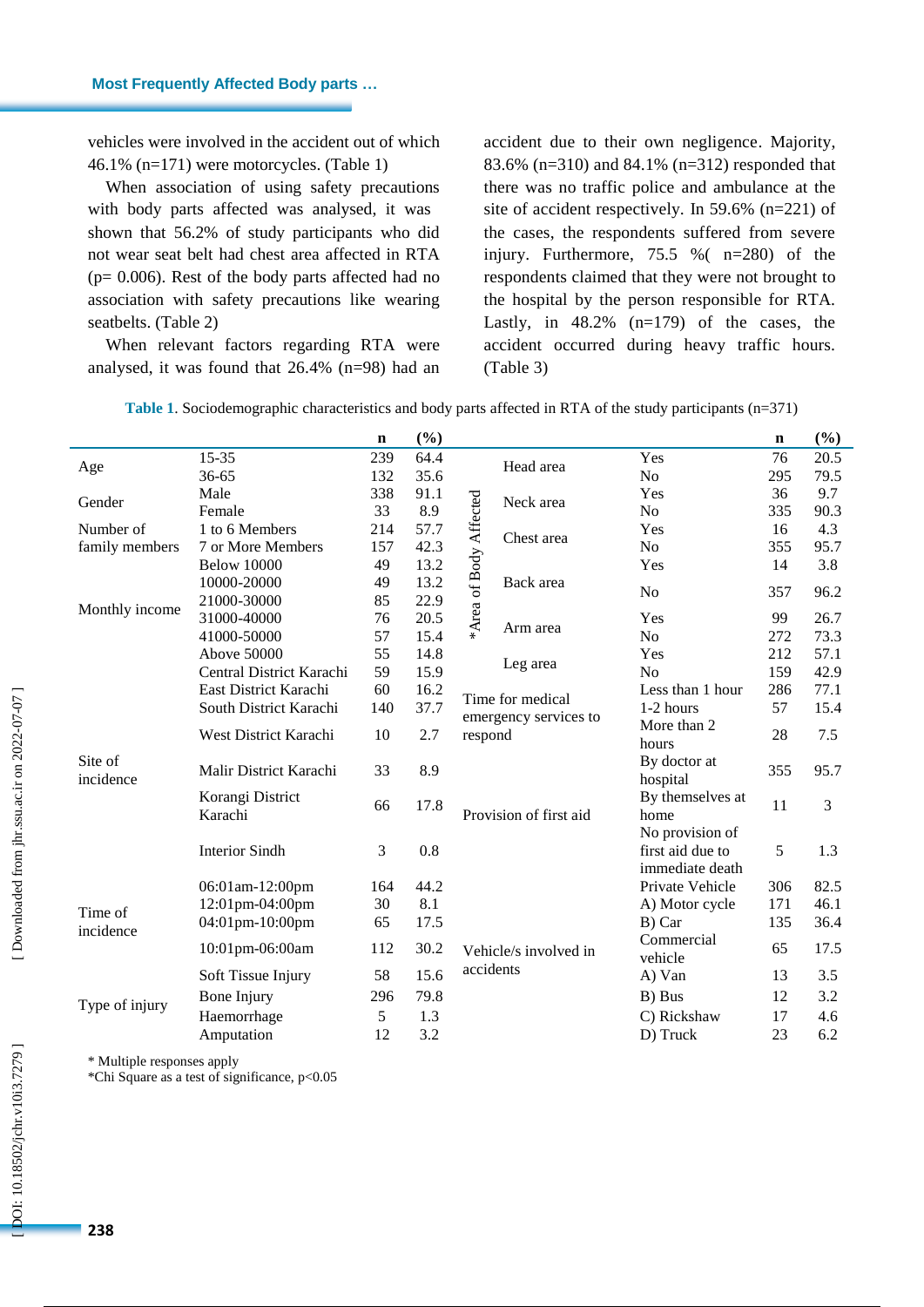vehicles were involved in the accident out of which 46.1% (n=171) were motorcycles. (Table 1)

When association of using safety precautions with body parts affected was analysed, it was shown that 56.2% of study participants who did not wear seat belt had chest area affected in RTA (p= 0.006). Rest of the body parts affected had no association with safety precautions like wearing seatbelts. (Table 2)

When relevant factors regarding RTA were analysed, it was found that 26.4% (n=98) had an accident due to their own negligence. Majority, 83.6% (n=310) and 84.1% (n=312) responded that there was no traffic police and ambulance at the site of accident respectively. In 59.6% (n=221) of the cases, the respondents suffered from severe injury. Furthermore, 75.5 %( n=280) of the respondents claimed that they were not brought to the hospital by the person responsible for RTA. Lastly, in 48.2% (n=179) of the cases, the accident occurred during heavy traffic hours. (Table 3)

**Table 1**. Sociodemographic characteristics and body parts affected in RTA of the study participants (n=371)

| | | n | (%) | | | | n | (%) |
|---|---|---|---|---|---|---|---|---|
| Age | 15-35 | 239 | 64.4 | *Area of Body Affected | Head area | Yes | 76 | 20.5 |
| | 36-65 | 132 | 35.6 | | | No | 295 | 79.5 |
| Gender | Male | 338 | 91.1 | | Neck area | Yes | 36 | 9.7 |
| | Female | 33 | 8.9 | | | No | 335 | 90.3 |
| Number of family members | 1 to 6 Members | 214 | 57.7 | | Chest area | Yes | 16 | 4.3 |
| | 7 or More Members | 157 | 42.3 | | | No | 355 | 95.7 |
| Monthly income | Below 10000 | 49 | 13.2 | | Back area | Yes | 14 | 3.8 |
| | 10000-20000 | 49 | 13.2 | | | No | 357 | 96.2 |
| | 21000-30000 | 85 | 22.9 | | | | | |
| | 31000-40000 | 76 | 20.5 | | Arm area | Yes | 99 | 26.7 |
| | 41000-50000 | 57 | 15.4 | | | No | 272 | 73.3 |
| | Above 50000 | 55 | 14.8 | | Leg area | Yes | 212 | 57.1 |
| Site of incidence | Central District Karachi | 59 | 15.9 | | | No | 159 | 42.9 |
| | East District Karachi | 60 | 16.2 | Time for medical emergency services to respond | | Less than 1 hour | 286 | 77.1 |
| | South District Karachi | 140 | 37.7 | | | 1-2 hours | 57 | 15.4 |
| | West District Karachi | 10 | 2.7 | | | More than 2 hours | 28 | 7.5 |
| | Malir District Karachi | 33 | 8.9 | Provision of first aid | | By doctor at hospital | 355 | 95.7 |
| | Korangi District Karachi | 66 | 17.8 | | | By themselves at home | 11 | 3 |
| | Interior Sindh | 3 | 0.8 | | | No provision of first aid due to immediate death | 5 | 1.3 |
| Time of incidence | 06:01am-12:00pm | 164 | 44.2 | Vehicle/s involved in accidents | | Private Vehicle | 306 | 82.5 |
| | 12:01pm-04:00pm | 30 | 8.1 | | | A) Motor cycle | 171 | 46.1 |
| | 04:01pm-10:00pm | 65 | 17.5 | | | B) Car | 135 | 36.4 |
| | 10:01pm-06:00am | 112 | 30.2 | | | Commercial vehicle | 65 | 17.5 |
| Type of injury | Soft Tissue Injury | 58 | 15.6 | | | A) Van | 13 | 3.5 |
| | Bone Injury | 296 | 79.8 | | | B) Bus | 12 | 3.2 |
| | Haemorrhage | 5 | 1.3 | | | C) Rickshaw | 17 | 4.6 |
| | Amputation | 12 | 3.2 | | | D) Truck | 23 | 6.2 |

\* Multiple responses apply

*Chi Square as a test of significance, p<0.05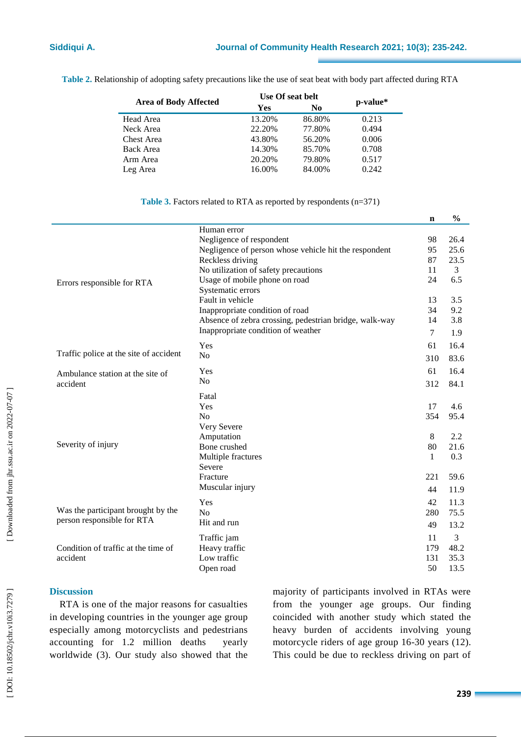**Table 2.** Relationship of adopting safety precautions like the use of seat beat with body part affected during RTA

| Area of Body Affected | Use Of seat belt | | p-value* |
|---|---|---|---|
| | Yes | No | |
| Head Area | 13.20% | 86.80% | 0.213 |
| Neck Area | 22.20% | 77.80% | 0.494 |
| Chest Area | 43.80% | 56.20% | 0.006 |
| Back Area | 14.30% | 85.70% | 0.708 |
| Arm Area | 20.20% | 79.80% | 0.517 |
| Leg Area | 16.00% | 84.00% | 0.242 |

**Table 3.** Factors related to RTA as reported by respondents (n=371)

| | | n | % |
|---|---|---|---|
| Errors responsible for RTA | Human error | | |
| | Negligence of respondent | 98 | 26.4 |
| | Negligence of person whose vehicle hit the respondent | 95 | 25.6 |
| | Reckless driving | 87 | 23.5 |
| | No utilization of safety precautions | 11 | 3 |
| | Usage of mobile phone on road | 24 | 6.5 |
| | Systematic errors | | |
| | Fault in vehicle | 13 | 3.5 |
| | Inappropriate condition of road | 34 | 9.2 |
| | Absence of zebra crossing, pedestrian bridge, walk-way | 14 | 3.8 |
| | Inappropriate condition of weather | 7 | 1.9 |
| Traffic police at the site of accident | Yes | 61 | 16.4 |
| | No | 310 | 83.6 |
| Ambulance station at the site of accident | Yes | 61 | 16.4 |
| | No | 312 | 84.1 |
| Severity of injury | Fatal | | |
| | Yes | 17 | 4.6 |
| | No | 354 | 95.4 |
| | Very Severe | | |
| | Amputation | 8 | 2.2 |
| | Bone crushed | 80 | 21.6 |
| | Multiple fractures | 1 | 0.3 |
| | Severe | | |
| | Fracture | 221 | 59.6 |
| | Muscular injury | 44 | 11.9 |
| Was the participant brought by the person responsible for RTA | Yes | 42 | 11.3 |
| | No | 280 | 75.5 |
| | Hit and run | 49 | 13.2 |
| Condition of traffic at the time of accident | Traffic jam | 11 | 3 |
| | Heavy traffic | 179 | 48.2 |
| | Low traffic | 131 | 35.3 |
| | Open road | 50 | 13.5 |

## Discussion

RTA is one of the major reasons for casualties in developing countries in the younger age group especially among motorcyclists and pedestrians accounting for 1.2 million deaths yearly worldwide (3). Our study also showed that the majority of participants involved in RTAs were from the younger age groups. Our finding coincided with another study which stated the heavy burden of accidents involving young motorcycle riders of age group 16-30 years (12). This could be due to reckless driving on part of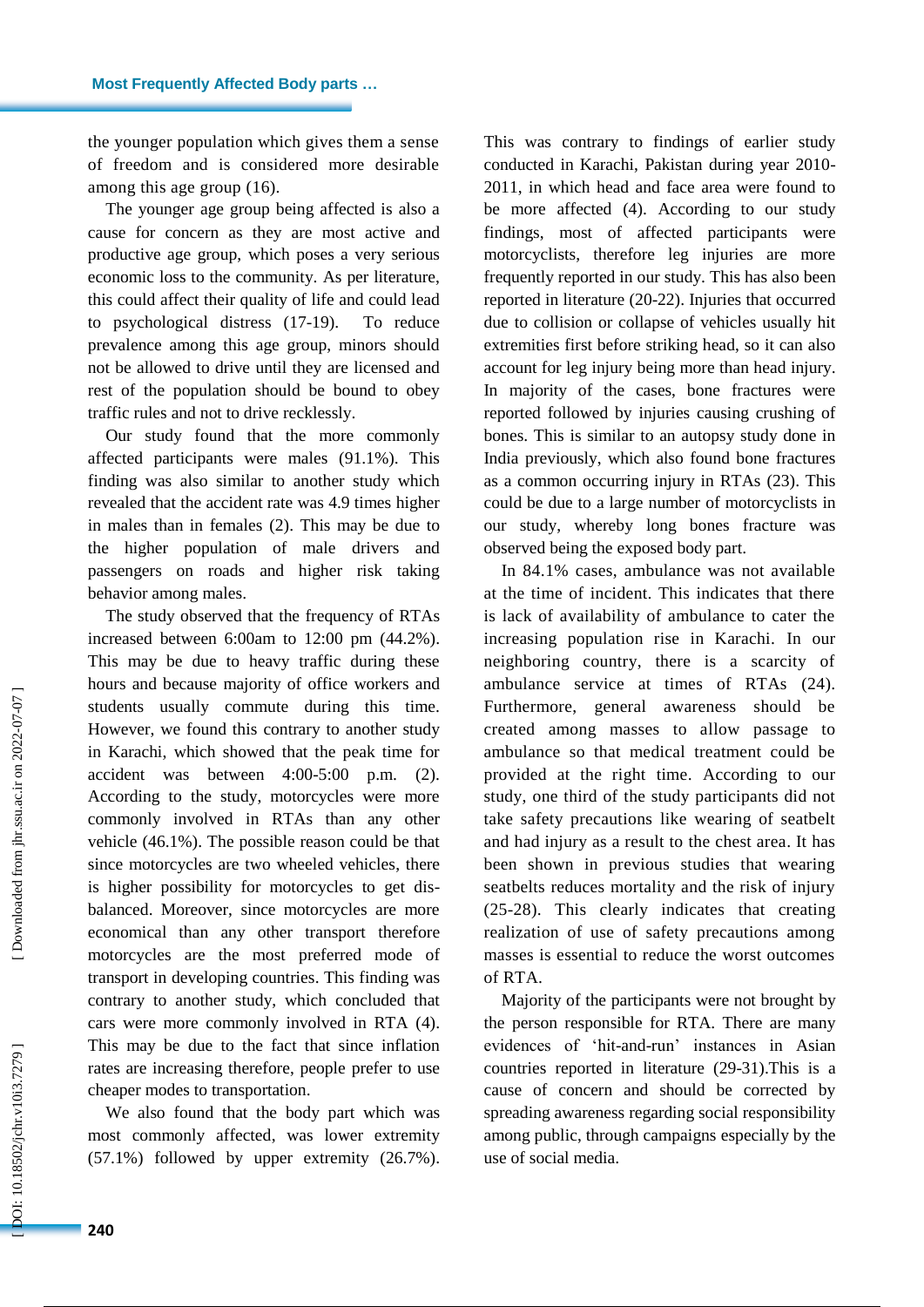the younger population which gives them a sense of freedom and is considered more desirable among this age group (16).

The younger age group being affected is also a cause for concern as they are most active and productive age group, which poses a very serious economic loss to the community. As per literature, this could affect their quality of life and could lead to psychological distress (17-19). To reduce prevalence among this age group, minors should not be allowed to drive until they are licensed and rest of the population should be bound to obey traffic rules and not to drive recklessly.

Our study found that the more commonly affected participants were males (91.1%). This finding was also similar to another study which revealed that the accident rate was 4.9 times higher in males than in females (2). This may be due to the higher population of male drivers and passengers on roads and higher risk taking behavior among males.

The study observed that the frequency of RTAs increased between 6:00am to 12:00 pm (44.2%). This may be due to heavy traffic during these hours and because majority of office workers and students usually commute during this time. However, we found this contrary to another study in Karachi, which showed that the peak time for accident was between 4:00-5:00 p.m. (2). According to the study, motorcycles were more commonly involved in RTAs than any other vehicle (46.1%). The possible reason could be that since motorcycles are two wheeled vehicles, there is higher possibility for motorcycles to get dis-balanced. Moreover, since motorcycles are more economical than any other transport therefore motorcycles are the most preferred mode of transport in developing countries. This finding was contrary to another study, which concluded that cars were more commonly involved in RTA (4). This may be due to the fact that since inflation rates are increasing therefore, people prefer to use cheaper modes to transportation.

We also found that the body part which was most commonly affected, was lower extremity (57.1%) followed by upper extremity (26.7%). This was contrary to findings of earlier study conducted in Karachi, Pakistan during year 2010-2011, in which head and face area were found to be more affected (4). According to our study findings, most of affected participants were motorcyclists, therefore leg injuries are more frequently reported in our study. This has also been reported in literature (20-22). Injuries that occurred due to collision or collapse of vehicles usually hit extremities first before striking head, so it can also account for leg injury being more than head injury. In majority of the cases, bone fractures were reported followed by injuries causing crushing of bones. This is similar to an autopsy study done in India previously, which also found bone fractures as a common occurring injury in RTAs (23). This could be due to a large number of motorcyclists in our study, whereby long bones fracture was observed being the exposed body part.

In 84.1% cases, ambulance was not available at the time of incident. This indicates that there is lack of availability of ambulance to cater the increasing population rise in Karachi. In our neighboring country, there is a scarcity of ambulance service at times of RTAs (24). Furthermore, general awareness should be created among masses to allow passage to ambulance so that medical treatment could be provided at the right time. According to our study, one third of the study participants did not take safety precautions like wearing of seatbelt and had injury as a result to the chest area. It has been shown in previous studies that wearing seatbelts reduces mortality and the risk of injury (25-28). This clearly indicates that creating realization of use of safety precautions among masses is essential to reduce the worst outcomes of RTA.

Majority of the participants were not brought by the person responsible for RTA. There are many evidences of 'hit-and-run' instances in Asian countries reported in literature (29-31).This is a cause of concern and should be corrected by spreading awareness regarding social responsibility among public, through campaigns especially by the use of social media.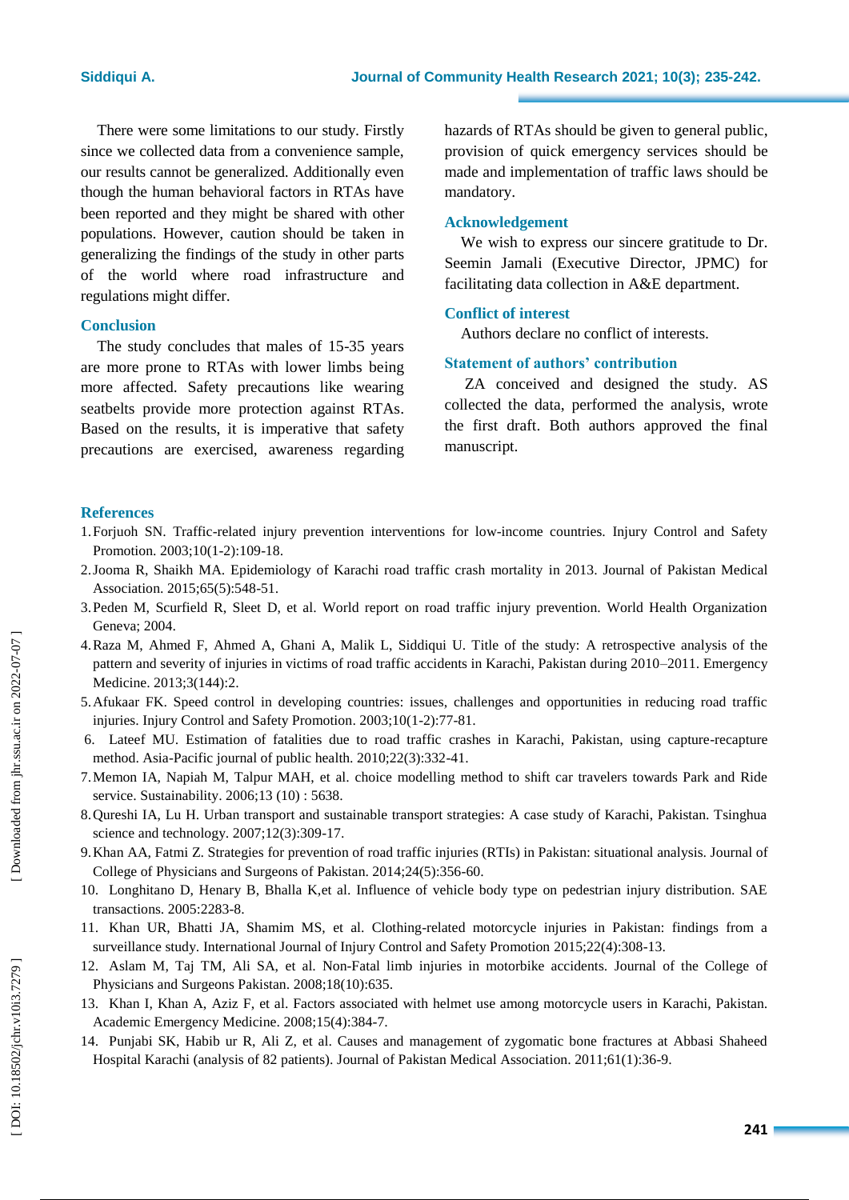There were some limitations to our study. Firstly since we collected data from a convenience sample, our results cannot be generalized. Additionally even though the human behavioral factors in RTAs have been reported and they might be shared with other populations. However, caution should be taken in generalizing the findings of the study in other parts of the world where road infrastructure and regulations might differ.

## Conclusion

The study concludes that males of 15-35 years are more prone to RTAs with lower limbs being more affected. Safety precautions like wearing seatbelts provide more protection against RTAs. Based on the results, it is imperative that safety precautions are exercised, awareness regarding hazards of RTAs should be given to general public, provision of quick emergency services should be made and implementation of traffic laws should be mandatory.

## Acknowledgement

We wish to express our sincere gratitude to Dr. Seemin Jamali (Executive Director, JPMC) for facilitating data collection in A&E department.

## Conflict of interest

Authors declare no conflict of interests.

## Statement of authors' contribution

ZA conceived and designed the study. AS collected the data, performed the analysis, wrote the first draft. Both authors approved the final manuscript.

## References

1. Forjuoh SN. Traffic-related injury prevention interventions for low-income countries. Injury Control and Safety Promotion. 2003;10(1-2):109-18.
2. Jooma R, Shaikh MA. Epidemiology of Karachi road traffic crash mortality in 2013. Journal of Pakistan Medical Association. 2015;65(5):548-51.
3. Peden M, Scurfield R, Sleet D, et al. World report on road traffic injury prevention. World Health Organization Geneva; 2004.
4. Raza M, Ahmed F, Ahmed A, Ghani A, Malik L, Siddiqui U. Title of the study: A retrospective analysis of the pattern and severity of injuries in victims of road traffic accidents in Karachi, Pakistan during 2010–2011. Emergency Medicine. 2013;3(144):2.
5. Afukaar FK. Speed control in developing countries: issues, challenges and opportunities in reducing road traffic injuries. Injury Control and Safety Promotion. 2003;10(1-2):77-81.
6. Lateef MU. Estimation of fatalities due to road traffic crashes in Karachi, Pakistan, using capture-recapture method. Asia-Pacific journal of public health. 2010;22(3):332-41.
7. Memon IA, Napiah M, Talpur MAH, et al. choice modelling method to shift car travelers towards Park and Ride service. Sustainability. 2006;13 (10) : 5638.
8. Qureshi IA, Lu H. Urban transport and sustainable transport strategies: A case study of Karachi, Pakistan. Tsinghua science and technology. 2007;12(3):309-17.
9. Khan AA, Fatmi Z. Strategies for prevention of road traffic injuries (RTIs) in Pakistan: situational analysis. Journal of College of Physicians and Surgeons of Pakistan. 2014;24(5):356-60.
10. Longhitano D, Henary B, Bhalla K,et al. Influence of vehicle body type on pedestrian injury distribution. SAE transactions. 2005:2283-8.
11. Khan UR, Bhatti JA, Shamim MS, et al. Clothing-related motorcycle injuries in Pakistan: findings from a surveillance study. International Journal of Injury Control and Safety Promotion 2015;22(4):308-13.
12. Aslam M, Taj TM, Ali SA, et al. Non-Fatal limb injuries in motorbike accidents. Journal of the College of Physicians and Surgeons Pakistan. 2008;18(10):635.
13. Khan I, Khan A, Aziz F, et al. Factors associated with helmet use among motorcycle users in Karachi, Pakistan. Academic Emergency Medicine. 2008;15(4):384-7.
14. Punjabi SK, Habib ur R, Ali Z, et al. Causes and management of zygomatic bone fractures at Abbasi Shaheed Hospital Karachi (analysis of 82 patients). Journal of Pakistan Medical Association. 2011;61(1):36-9.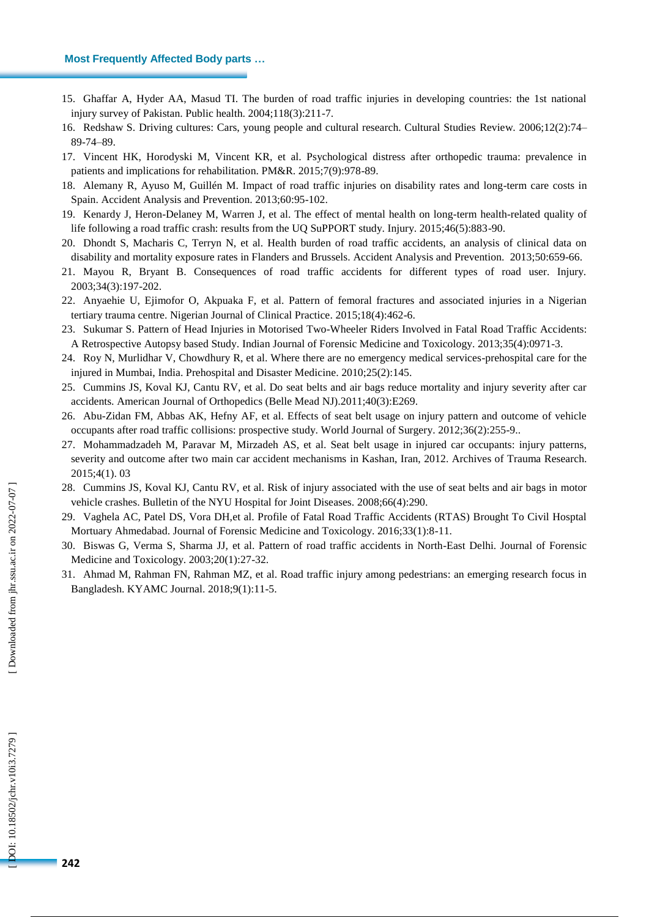15. Ghaffar A, Hyder AA, Masud TI. The burden of road traffic injuries in developing countries: the 1st national injury survey of Pakistan. Public health. 2004;118(3):211-7.
16. Redshaw S. Driving cultures: Cars, young people and cultural research. Cultural Studies Review. 2006;12(2):74–89-74–89.
17. Vincent HK, Horodyski M, Vincent KR, et al. Psychological distress after orthopedic trauma: prevalence in patients and implications for rehabilitation. PM&R. 2015;7(9):978-89.
18. Alemany R, Ayuso M, Guillén M. Impact of road traffic injuries on disability rates and long-term care costs in Spain. Accident Analysis and Prevention. 2013;60:95-102.
19. Kenardy J, Heron-Delaney M, Warren J, et al. The effect of mental health on long-term health-related quality of life following a road traffic crash: results from the UQ SuPPORT study. Injury. 2015;46(5):883-90.
20. Dhondt S, Macharis C, Terryn N, et al. Health burden of road traffic accidents, an analysis of clinical data on disability and mortality exposure rates in Flanders and Brussels. Accident Analysis and Prevention. 2013;50:659-66.
21. Mayou R, Bryant B. Consequences of road traffic accidents for different types of road user. Injury. 2003;34(3):197-202.
22. Anyaehie U, Ejimofor O, Akpuaka F, et al. Pattern of femoral fractures and associated injuries in a Nigerian tertiary trauma centre. Nigerian Journal of Clinical Practice. 2015;18(4):462-6.
23. Sukumar S. Pattern of Head Injuries in Motorised Two-Wheeler Riders Involved in Fatal Road Traffic Accidents: A Retrospective Autopsy based Study. Indian Journal of Forensic Medicine and Toxicology. 2013;35(4):0971-3.
24. Roy N, Murlidhar V, Chowdhury R, et al. Where there are no emergency medical services-prehospital care for the injured in Mumbai, India. Prehospital and Disaster Medicine. 2010;25(2):145.
25. Cummins JS, Koval KJ, Cantu RV, et al. Do seat belts and air bags reduce mortality and injury severity after car accidents. American Journal of Orthopedics (Belle Mead NJ).2011;40(3):E269.
26. Abu-Zidan FM, Abbas AK, Hefny AF, et al. Effects of seat belt usage on injury pattern and outcome of vehicle occupants after road traffic collisions: prospective study. World Journal of Surgery. 2012;36(2):255-9..
27. Mohammadzadeh M, Paravar M, Mirzadeh AS, et al. Seat belt usage in injured car occupants: injury patterns, severity and outcome after two main car accident mechanisms in Kashan, Iran, 2012. Archives of Trauma Research. 2015;4(1). 03
28. Cummins JS, Koval KJ, Cantu RV, et al. Risk of injury associated with the use of seat belts and air bags in motor vehicle crashes. Bulletin of the NYU Hospital for Joint Diseases. 2008;66(4):290.
29. Vaghela AC, Patel DS, Vora DH,et al. Profile of Fatal Road Traffic Accidents (RTAS) Brought To Civil Hosptal Mortuary Ahmedabad. Journal of Forensic Medicine and Toxicology. 2016;33(1):8-11.
30. Biswas G, Verma S, Sharma JJ, et al. Pattern of road traffic accidents in North-East Delhi. Journal of Forensic Medicine and Toxicology. 2003;20(1):27-32.
31. Ahmad M, Rahman FN, Rahman MZ, et al. Road traffic injury among pedestrians: an emerging research focus in Bangladesh. KYAMC Journal. 2018;9(1):11-5.